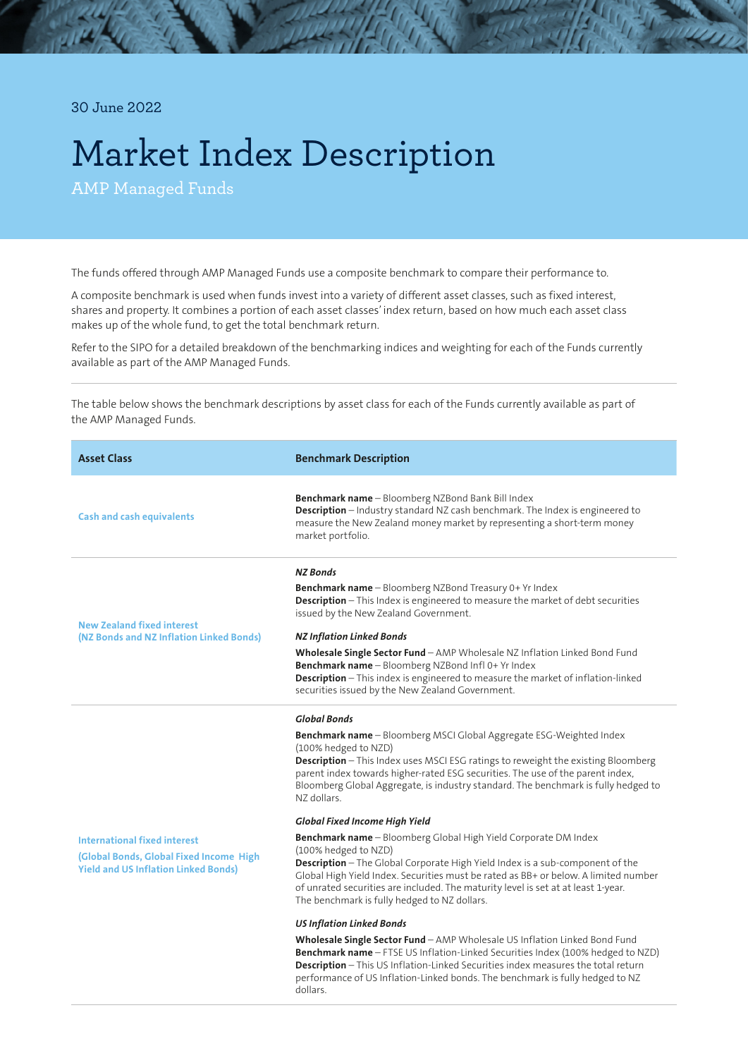30 June 2022

# Market Index Description

## AMP Managed Funds

The funds offered through AMP Managed Funds use a composite benchmark to compare their performance to.

A composite benchmark is used when funds invest into a variety of different asset classes, such as fixed interest, shares and property. It combines a portion of each asset classes' index return, based on how much each asset class makes up of the whole fund, to get the total benchmark return.

Refer to the SIPO for a detailed breakdown of the benchmarking indices and weighting for each of the Funds currently available as part of the AMP Managed Funds.

The table below shows the benchmark descriptions by asset class for each of the Funds currently available as part of the AMP Managed Funds.

| Asset Class | Benchmark Description |
| --- | --- |
| Cash and cash equivalents | **Benchmark name** – Bloomberg NZBond Bank Bill Index<br>**Description** – Industry standard NZ cash benchmark. The Index is engineered to measure the New Zealand money market by representing a short-term money market portfolio. |
| New Zealand fixed interest<br>(NZ Bonds and NZ Inflation Linked Bonds) | ***NZ Bonds***<br>**Benchmark name** – Bloomberg NZBond Treasury 0+ Yr Index<br>**Description** – This Index is engineered to measure the market of debt securities issued by the New Zealand Government.<br>***NZ Inflation Linked Bonds***<br>**Wholesale Single Sector Fund** – AMP Wholesale NZ Inflation Linked Bond Fund<br>**Benchmark name** – Bloomberg NZBond Infl 0+ Yr Index<br>**Description** – This index is engineered to measure the market of inflation-linked securities issued by the New Zealand Government. |
| International fixed interest<br>(Global Bonds, Global Fixed Income High Yield and US Inflation Linked Bonds) | ***Global Bonds***<br>**Benchmark name** – Bloomberg MSCI Global Aggregate ESG-Weighted Index (100% hedged to NZD)<br>**Description** – This Index uses MSCI ESG ratings to reweight the existing Bloomberg parent index towards higher-rated ESG securities. The use of the parent index, Bloomberg Global Aggregate, is industry standard. The benchmark is fully hedged to NZ dollars.<br>***Global Fixed Income High Yield***<br>**Benchmark name** – Bloomberg Global High Yield Corporate DM Index (100% hedged to NZD)<br>**Description** – The Global Corporate High Yield Index is a sub-component of the Global High Yield Index. Securities must be rated as BB+ or below. A limited number of unrated securities are included. The maturity level is set at at least 1-year. The benchmark is fully hedged to NZ dollars.<br>***US Inflation Linked Bonds***<br>**Wholesale Single Sector Fund** – AMP Wholesale US Inflation Linked Bond Fund<br>**Benchmark name** – FTSE US Inflation-Linked Securities Index (100% hedged to NZD)<br>**Description** – This US Inflation-Linked Securities index measures the total return performance of US Inflation-Linked bonds. The benchmark is fully hedged to NZ dollars. |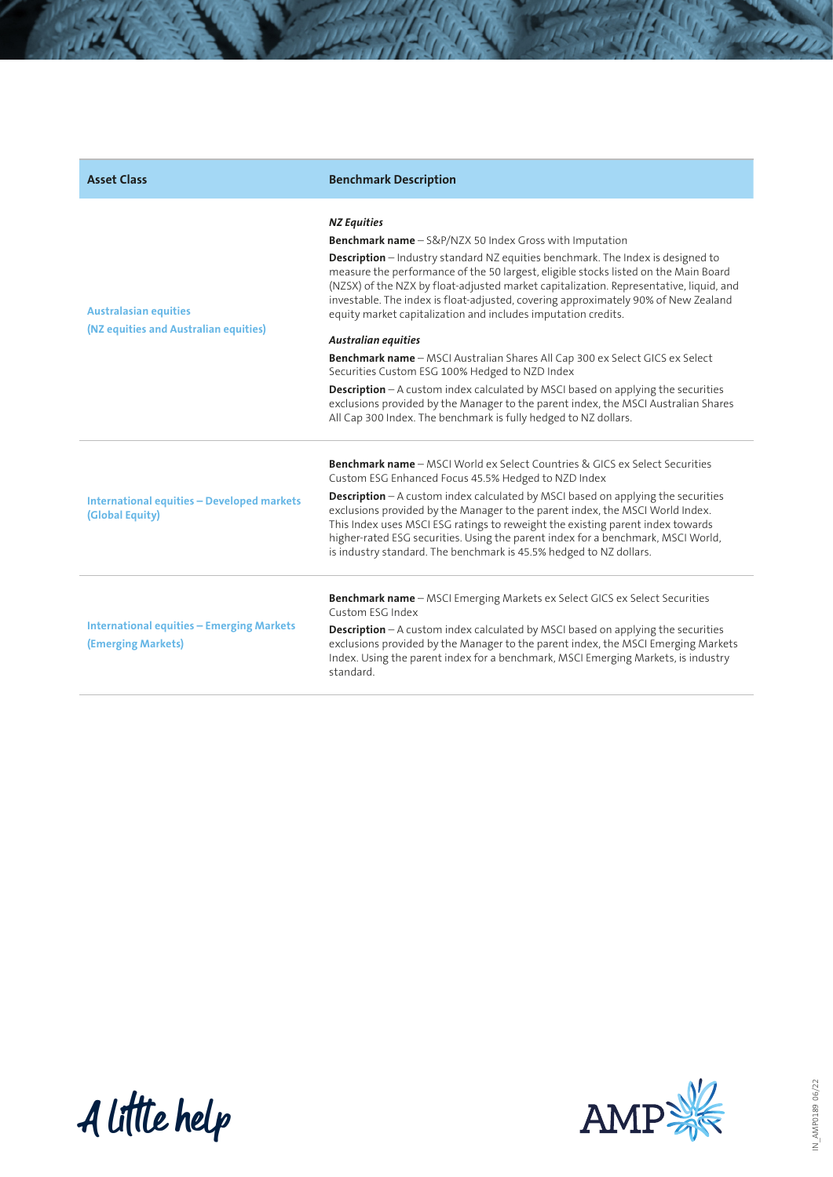| Asset Class | Benchmark Description |
|---|---|
| Australasian equities (NZ equities and Australian equities) | ***NZ Equities*** **Benchmark name** – S&P/NZX 50 Index Gross with Imputation **Description** – Industry standard NZ equities benchmark. The Index is designed to measure the performance of the 50 largest, eligible stocks listed on the Main Board (NZSX) of the NZX by float-adjusted market capitalization. Representative, liquid, and investable. The index is float-adjusted, covering approximately 90% of New Zealand equity market capitalization and includes imputation credits. ***Australian equities*** **Benchmark name** – MSCI Australian Shares All Cap 300 ex Select GICS ex Select Securities Custom ESG 100% Hedged to NZD Index **Description** – A custom index calculated by MSCI based on applying the securities exclusions provided by the Manager to the parent index, the MSCI Australian Shares All Cap 300 Index. The benchmark is fully hedged to NZ dollars. |
| International equities – Developed markets (Global Equity) | **Benchmark name** – MSCI World ex Select Countries & GICS ex Select Securities Custom ESG Enhanced Focus 45.5% Hedged to NZD Index **Description** – A custom index calculated by MSCI based on applying the securities exclusions provided by the Manager to the parent index, the MSCI World Index. This Index uses MSCI ESG ratings to reweight the existing parent index towards higher-rated ESG securities. Using the parent index for a benchmark, MSCI World, is industry standard. The benchmark is 45.5% hedged to NZ dollars. |
| International equities – Emerging Markets (Emerging Markets) | **Benchmark name** – MSCI Emerging Markets ex Select GICS ex Select Securities Custom ESG Index **Description** – A custom index calculated by MSCI based on applying the securities exclusions provided by the Manager to the parent index, the MSCI Emerging Markets Index. Using the parent index for a benchmark, MSCI Emerging Markets, is industry standard. |

A little help

AMP

IN_AMP0189 06/22